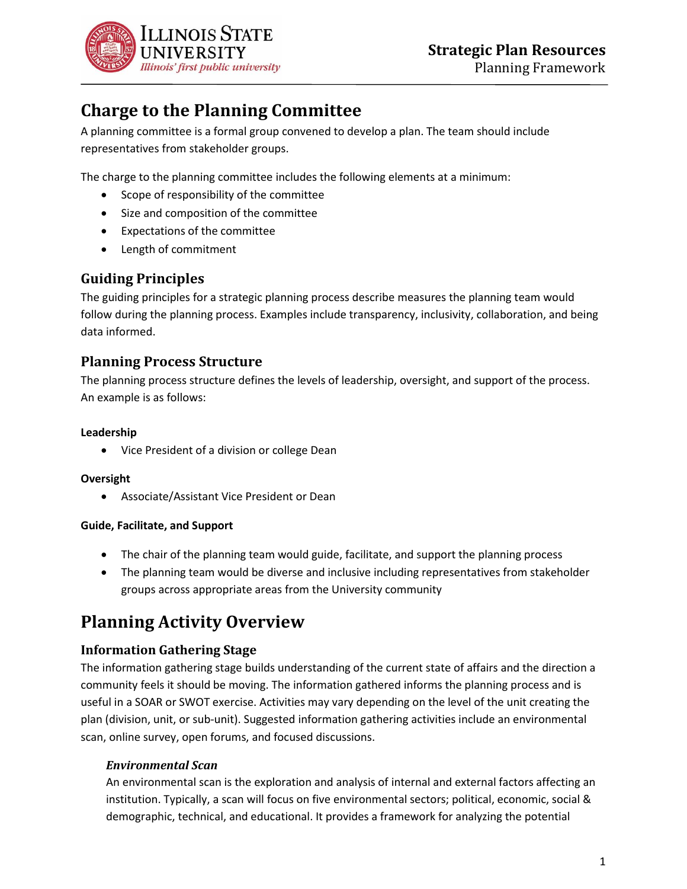# Charge to the Planning Committee

A planning committee is a formal group convened to develop a plan. The team should include representatives from stakeholder groups.

The charge to the planning committee includes the following elements at a minimum:

- Scope of responsibility of the committee
- Size and composition of the committee
- Expectations of the committee
- Length of commitment

## Guiding Principles

The guiding principles for a strategic planning process describe measures the planning team would follow during the planning process. Examples include transparency, inclusivity, collaboration, and being data informed.

## Planning Process Structure

The planning process structure defines the levels of leadership, oversight, and support of the process. An example is as follows:

**Leadership**

- Vice President of a division or college Dean

**Oversight**

- Associate/Assistant Vice President or Dean

**Guide, Facilitate, and Support**

- The chair of the planning team would guide, facilitate, and support the planning process
- The planning team would be diverse and inclusive including representatives from stakeholder groups across appropriate areas from the University community

# Planning Activity Overview

## Information Gathering Stage

The information gathering stage builds understanding of the current state of affairs and the direction a community feels it should be moving. The information gathered informs the planning process and is useful in a SOAR or SWOT exercise. Activities may vary depending on the level of the unit creating the plan (division, unit, or sub-unit). Suggested information gathering activities include an environmental scan, online survey, open forums, and focused discussions.

### *Environmental Scan*

An environmental scan is the exploration and analysis of internal and external factors affecting an institution. Typically, a scan will focus on five environmental sectors; political, economic, social & demographic, technical, and educational. It provides a framework for analyzing the potential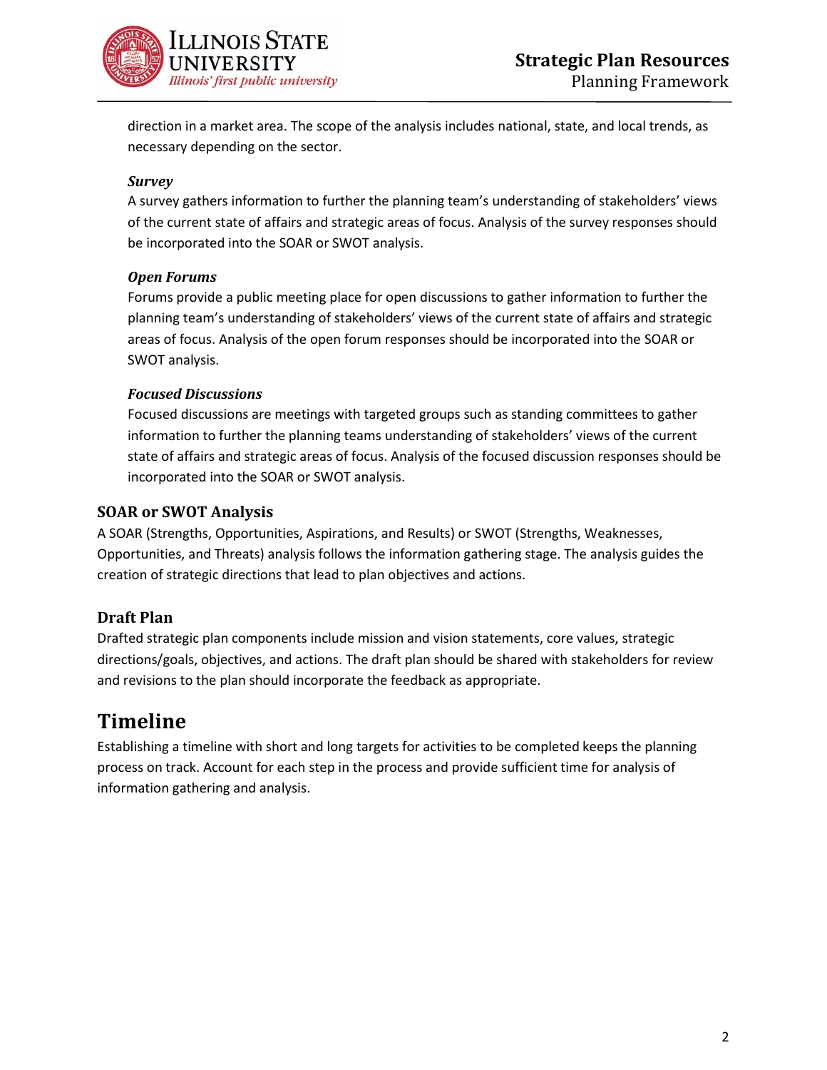direction in a market area. The scope of the analysis includes national, state, and local trends, as necessary depending on the sector.

### *Survey*

A survey gathers information to further the planning team's understanding of stakeholders' views of the current state of affairs and strategic areas of focus. Analysis of the survey responses should be incorporated into the SOAR or SWOT analysis.

### *Open Forums*

Forums provide a public meeting place for open discussions to gather information to further the planning team's understanding of stakeholders' views of the current state of affairs and strategic areas of focus. Analysis of the open forum responses should be incorporated into the SOAR or SWOT analysis.

### *Focused Discussions*

Focused discussions are meetings with targeted groups such as standing committees to gather information to further the planning teams understanding of stakeholders' views of the current state of affairs and strategic areas of focus. Analysis of the focused discussion responses should be incorporated into the SOAR or SWOT analysis.

## SOAR or SWOT Analysis

A SOAR (Strengths, Opportunities, Aspirations, and Results) or SWOT (Strengths, Weaknesses, Opportunities, and Threats) analysis follows the information gathering stage. The analysis guides the creation of strategic directions that lead to plan objectives and actions.

## Draft Plan

Drafted strategic plan components include mission and vision statements, core values, strategic directions/goals, objectives, and actions. The draft plan should be shared with stakeholders for review and revisions to the plan should incorporate the feedback as appropriate.

# Timeline

Establishing a timeline with short and long targets for activities to be completed keeps the planning process on track. Account for each step in the process and provide sufficient time for analysis of information gathering and analysis.